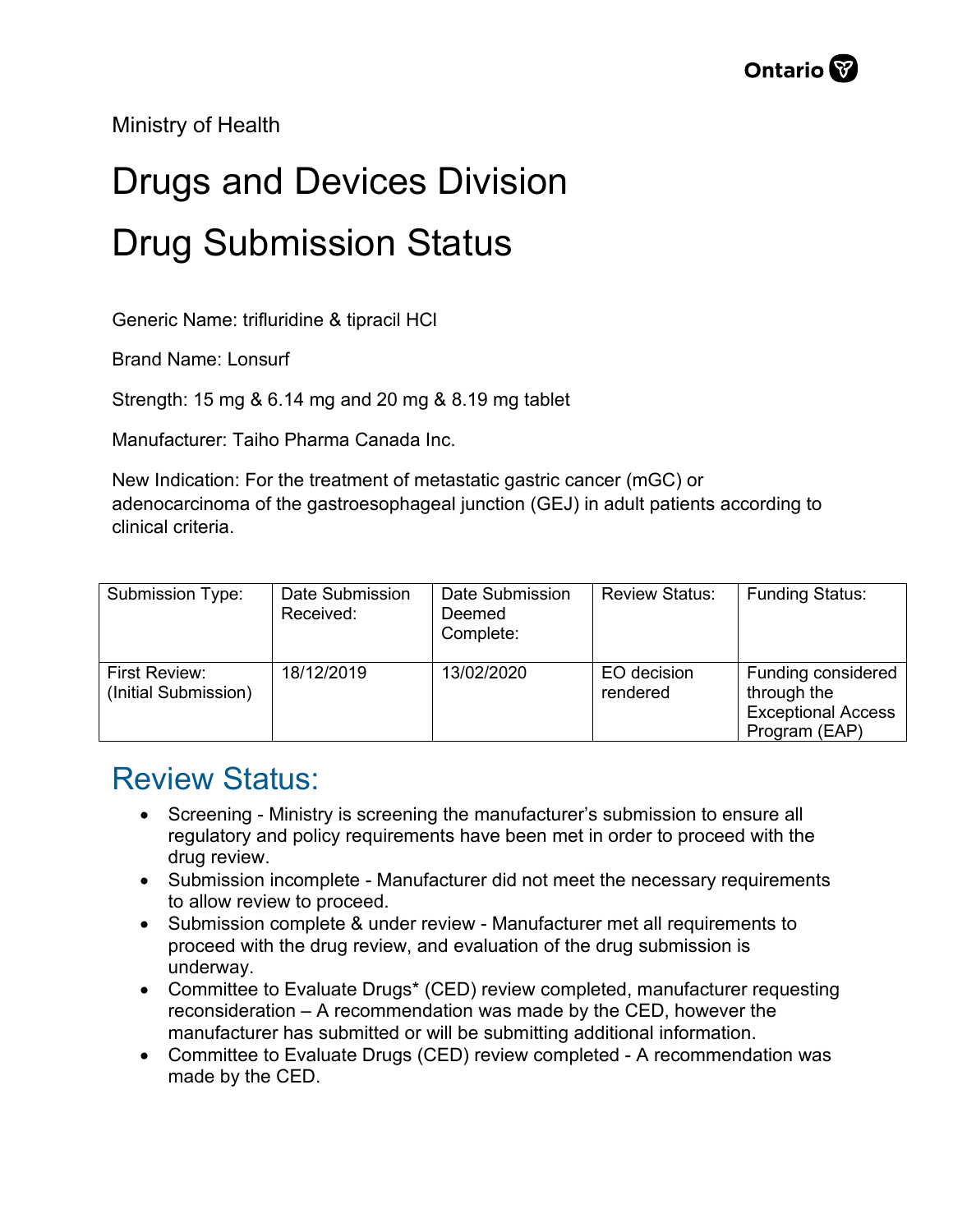Ministry of Health

# Drugs and Devices Division

# Drug Submission Status

Generic Name: trifluridine & tipracil HCl

Brand Name: Lonsurf

Strength: 15 mg & 6.14 mg and 20 mg & 8.19 mg tablet

Manufacturer: Taiho Pharma Canada Inc.

New Indication: For the treatment of metastatic gastric cancer (mGC) or adenocarcinoma of the gastroesophageal junction (GEJ) in adult patients according to clinical criteria.

| Submission Type: | Date Submission Received: | Date Submission Deemed Complete: | Review Status: | Funding Status: |
|---|---|---|---|---|
| First Review: (Initial Submission) | 18/12/2019 | 13/02/2020 | EO decision rendered | Funding considered through the Exceptional Access Program (EAP) |

## Review Status:

- Screening - Ministry is screening the manufacturer's submission to ensure all regulatory and policy requirements have been met in order to proceed with the drug review.
- Submission incomplete - Manufacturer did not meet the necessary requirements to allow review to proceed.
- Submission complete & under review - Manufacturer met all requirements to proceed with the drug review, and evaluation of the drug submission is underway.
- Committee to Evaluate Drugs* (CED) review completed, manufacturer requesting reconsideration – A recommendation was made by the CED, however the manufacturer has submitted or will be submitting additional information.
- Committee to Evaluate Drugs (CED) review completed - A recommendation was made by the CED.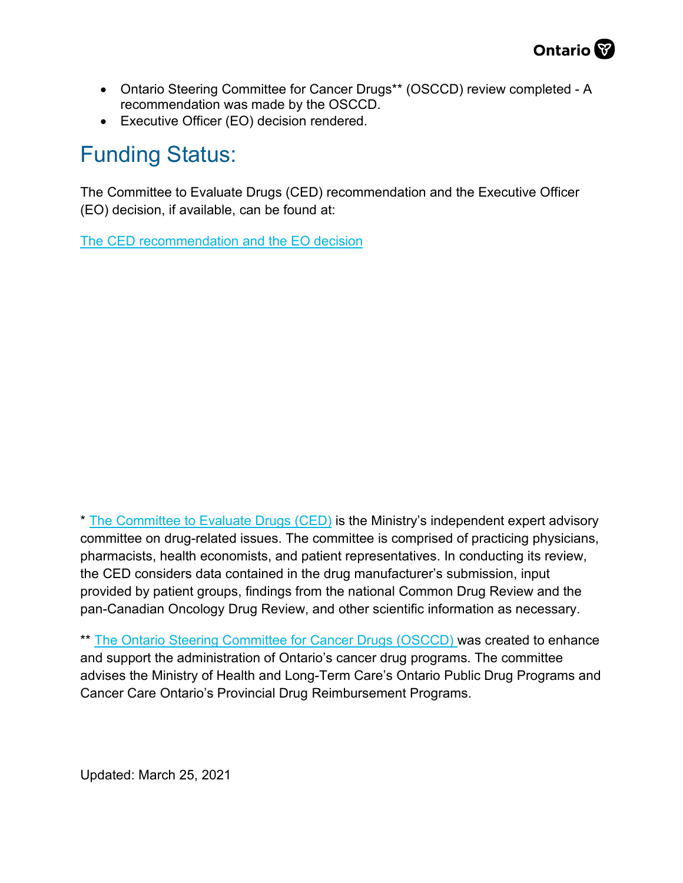- Ontario Steering Committee for Cancer Drugs** (OSCCD) review completed - A recommendation was made by the OSCCD.
- Executive Officer (EO) decision rendered.

## Funding Status:

The Committee to Evaluate Drugs (CED) recommendation and the Executive Officer (EO) decision, if available, can be found at:

The CED recommendation and the EO decision

* The Committee to Evaluate Drugs (CED) is the Ministry's independent expert advisory committee on drug-related issues. The committee is comprised of practicing physicians, pharmacists, health economists, and patient representatives. In conducting its review, the CED considers data contained in the drug manufacturer's submission, input provided by patient groups, findings from the national Common Drug Review and the pan-Canadian Oncology Drug Review, and other scientific information as necessary.

** The Ontario Steering Committee for Cancer Drugs (OSCCD) was created to enhance and support the administration of Ontario's cancer drug programs. The committee advises the Ministry of Health and Long-Term Care's Ontario Public Drug Programs and Cancer Care Ontario's Provincial Drug Reimbursement Programs.

Updated: March 25, 2021